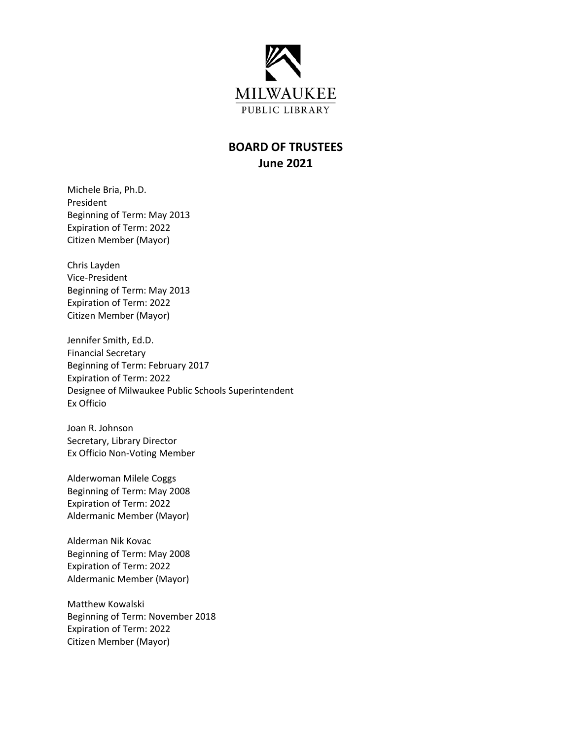MILWAUKEE
PUBLIC LIBRARY

# BOARD OF TRUSTEES
## June 2021

Michele Bria, Ph.D.
President
Beginning of Term: May 2013
Expiration of Term: 2022
Citizen Member (Mayor)

Chris Layden
Vice-President
Beginning of Term: May 2013
Expiration of Term: 2022
Citizen Member (Mayor)

Jennifer Smith, Ed.D.
Financial Secretary
Beginning of Term: February 2017
Expiration of Term: 2022
Designee of Milwaukee Public Schools Superintendent
Ex Officio

Joan R. Johnson
Secretary, Library Director
Ex Officio Non-Voting Member

Alderwoman Milele Coggs
Beginning of Term: May 2008
Expiration of Term: 2022
Aldermanic Member (Mayor)

Alderman Nik Kovac
Beginning of Term: May 2008
Expiration of Term: 2022
Aldermanic Member (Mayor)

Matthew Kowalski
Beginning of Term: November 2018
Expiration of Term: 2022
Citizen Member (Mayor)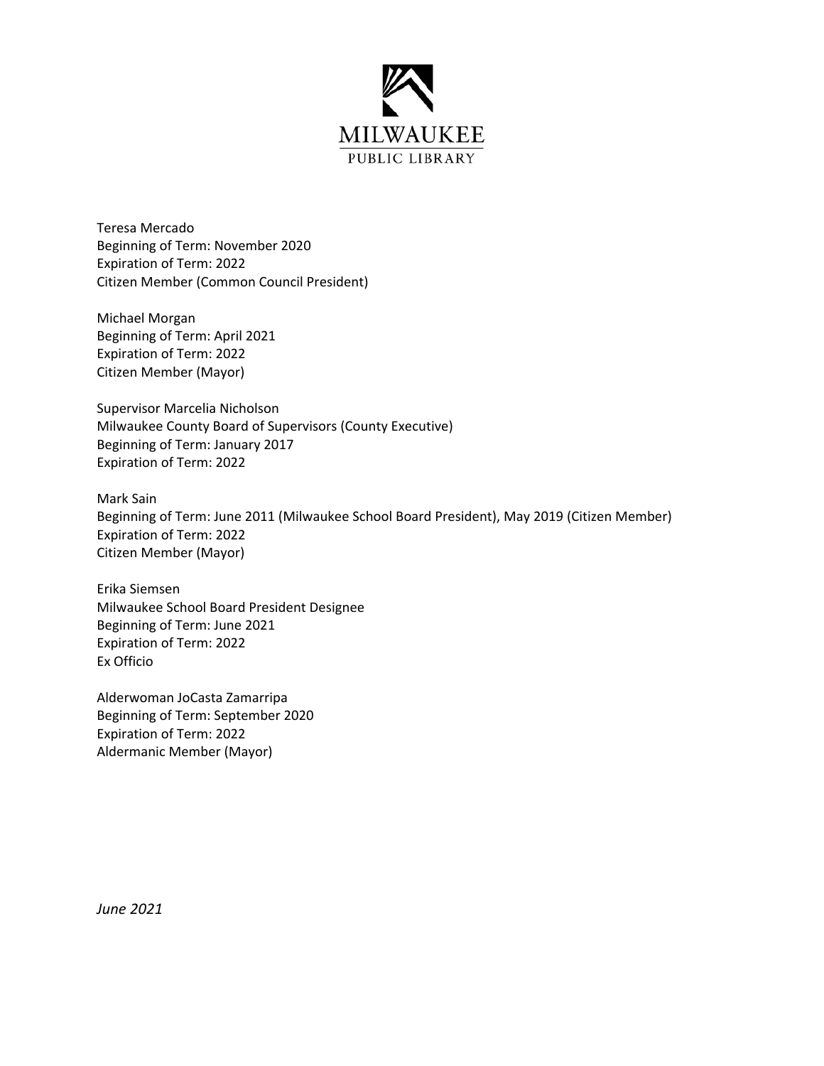MILWAUKEE
PUBLIC LIBRARY

Teresa Mercado
Beginning of Term: November 2020
Expiration of Term: 2022
Citizen Member (Common Council President)

Michael Morgan
Beginning of Term: April 2021
Expiration of Term: 2022
Citizen Member (Mayor)

Supervisor Marcelia Nicholson
Milwaukee County Board of Supervisors (County Executive)
Beginning of Term: January 2017
Expiration of Term: 2022

Mark Sain
Beginning of Term: June 2011 (Milwaukee School Board President), May 2019 (Citizen Member)
Expiration of Term: 2022
Citizen Member (Mayor)

Erika Siemsen
Milwaukee School Board President Designee
Beginning of Term: June 2021
Expiration of Term: 2022
Ex Officio

Alderwoman JoCasta Zamarripa
Beginning of Term: September 2020
Expiration of Term: 2022
Aldermanic Member (Mayor)

*June 2021*